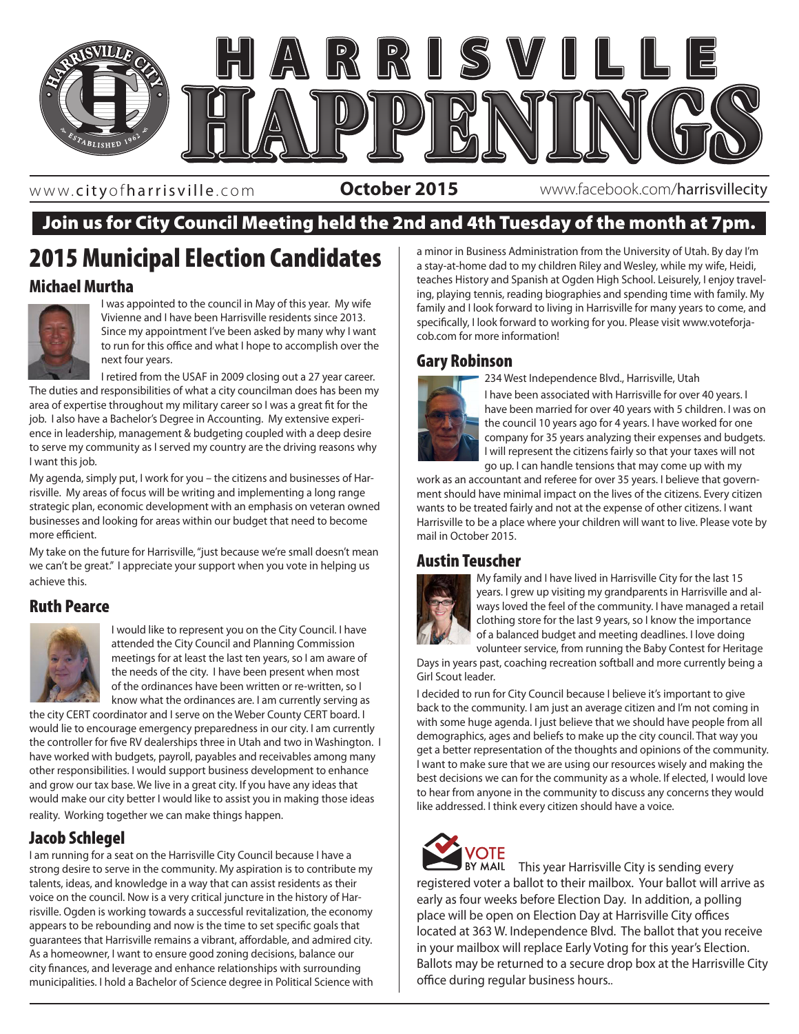# HARRISVILLE HAPPENINGS

www.cityofharrisville.com **October 2015** www.facebook.com/harrisvillecity

**Join us for City Council Meeting held the 2nd and 4th Tuesday of the month at 7pm.**

## 2015 Municipal Election Candidates

### Michael Murtha

I was appointed to the council in May of this year. My wife Vivienne and I have been Harrisville residents since 2013. Since my appointment I've been asked by many why I want to run for this office and what I hope to accomplish over the next four years.

I retired from the USAF in 2009 closing out a 27 year career. The duties and responsibilities of what a city councilman does has been my area of expertise throughout my military career so I was a great fit for the job. I also have a Bachelor's Degree in Accounting. My extensive experience in leadership, management & budgeting coupled with a deep desire to serve my community as I served my country are the driving reasons why I want this job.

My agenda, simply put, I work for you – the citizens and businesses of Harrisville. My areas of focus will be writing and implementing a long range strategic plan, economic development with an emphasis on veteran owned businesses and looking for areas within our budget that need to become more efficient.

My take on the future for Harrisville, "just because we're small doesn't mean we can't be great." I appreciate your support when you vote in helping us achieve this.

### Ruth Pearce

I would like to represent you on the City Council. I have attended the City Council and Planning Commission meetings for at least the last ten years, so I am aware of the needs of the city. I have been present when most of the ordinances have been written or re-written, so I know what the ordinances are. I am currently serving as the city CERT coordinator and I serve on the Weber County CERT board. I would lie to encourage emergency preparedness in our city. I am currently the controller for five RV dealerships three in Utah and two in Washington. I have worked with budgets, payroll, payables and receivables among many other responsibilities. I would support business development to enhance and grow our tax base. We live in a great city. If you have any ideas that would make our city better I would like to assist you in making those ideas reality. Working together we can make things happen.

### Jacob Schlegel

I am running for a seat on the Harrisville City Council because I have a strong desire to serve in the community. My aspiration is to contribute my talents, ideas, and knowledge in a way that can assist residents as their voice on the council. Now is a very critical juncture in the history of Harrisville. Ogden is working towards a successful revitalization, the economy appears to be rebounding and now is the time to set specific goals that guarantees that Harrisville remains a vibrant, affordable, and admired city. As a homeowner, I want to ensure good zoning decisions, balance our city finances, and leverage and enhance relationships with surrounding municipalities. I hold a Bachelor of Science degree in Political Science with a minor in Business Administration from the University of Utah. By day I'm a stay-at-home dad to my children Riley and Wesley, while my wife, Heidi, teaches History and Spanish at Ogden High School. Leisurely, I enjoy traveling, playing tennis, reading biographies and spending time with family. My family and I look forward to living in Harrisville for many years to come, and specifically, I look forward to working for you. Please visit www.voteforjacob.com for more information!

### Gary Robinson

234 West Independence Blvd., Harrisville, Utah

I have been associated with Harrisville for over 40 years. I have been married for over 40 years with 5 children. I was on the council 10 years ago for 4 years. I have worked for one company for 35 years analyzing their expenses and budgets. I will represent the citizens fairly so that your taxes will not go up. I can handle tensions that may come up with my work as an accountant and referee for over 35 years. I believe that government should have minimal impact on the lives of the citizens. Every citizen wants to be treated fairly and not at the expense of other citizens. I want Harrisville to be a place where your children will want to live. Please vote by mail in October 2015.

### Austin Teuscher

My family and I have lived in Harrisville City for the last 15 years. I grew up visiting my grandparents in Harrisville and always loved the feel of the community. I have managed a retail clothing store for the last 9 years, so I know the importance of a balanced budget and meeting deadlines. I love doing volunteer service, from running the Baby Contest for Heritage Days in years past, coaching recreation softball and more currently being a Girl Scout leader.

I decided to run for City Council because I believe it's important to give back to the community. I am just an average citizen and I'm not coming in with some huge agenda. I just believe that we should have people from all demographics, ages and beliefs to make up the city council. That way you get a better representation of the thoughts and opinions of the community. I want to make sure that we are using our resources wisely and making the best decisions we can for the community as a whole. If elected, I would love to hear from anyone in the community to discuss any concerns they would like addressed. I think every citizen should have a voice.

**VOTE BY MAIL** This year Harrisville City is sending every registered voter a ballot to their mailbox. Your ballot will arrive as early as four weeks before Election Day. In addition, a polling place will be open on Election Day at Harrisville City offices located at 363 W. Independence Blvd. The ballot that you receive in your mailbox will replace Early Voting for this year's Election. Ballots may be returned to a secure drop box at the Harrisville City office during regular business hours..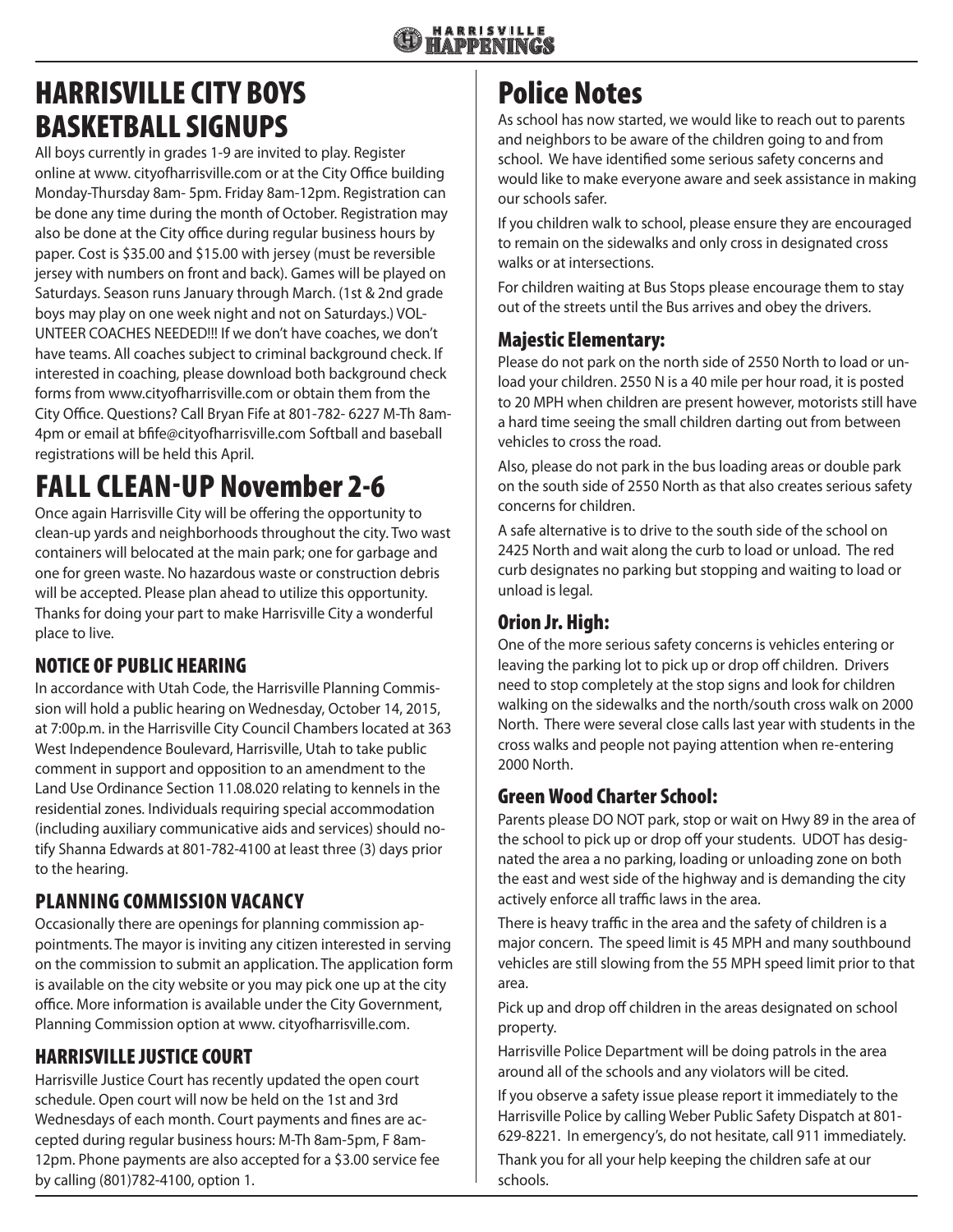# HARRISVILLE CITY BOYS BASKETBALL SIGNUPS

All boys currently in grades 1-9 are invited to play. Register online at www. cityofharrisville.com or at the City Office building Monday-Thursday 8am- 5pm. Friday 8am-12pm. Registration can be done any time during the month of October. Registration may also be done at the City office during regular business hours by paper. Cost is $35.00 and $15.00 with jersey (must be reversible jersey with numbers on front and back). Games will be played on Saturdays. Season runs January through March. (1st & 2nd grade boys may play on one week night and not on Saturdays.) VOLUNTEER COACHES NEEDED!!! If we don't have coaches, we don't have teams. All coaches subject to criminal background check. If interested in coaching, please download both background check forms from www.cityofharrisville.com or obtain them from the City Office. Questions? Call Bryan Fife at 801-782- 6227 M-Th 8am-4pm or email at bfife@cityofharrisville.com Softball and baseball registrations will be held this April.

# FALL CLEAN-UP November 2-6

Once again Harrisville City will be offering the opportunity to clean-up yards and neighborhoods throughout the city. Two wast containers will belocated at the main park; one for garbage and one for green waste. No hazardous waste or construction debris will be accepted. Please plan ahead to utilize this opportunity. Thanks for doing your part to make Harrisville City a wonderful place to live.

## NOTICE OF PUBLIC HEARING

In accordance with Utah Code, the Harrisville Planning Commission will hold a public hearing on Wednesday, October 14, 2015, at 7:00p.m. in the Harrisville City Council Chambers located at 363 West Independence Boulevard, Harrisville, Utah to take public comment in support and opposition to an amendment to the Land Use Ordinance Section 11.08.020 relating to kennels in the residential zones. Individuals requiring special accommodation (including auxiliary communicative aids and services) should notify Shanna Edwards at 801-782-4100 at least three (3) days prior to the hearing.

## PLANNING COMMISSION VACANCY

Occasionally there are openings for planning commission appointments. The mayor is inviting any citizen interested in serving on the commission to submit an application. The application form is available on the city website or you may pick one up at the city office. More information is available under the City Government, Planning Commission option at www. cityofharrisville.com.

## HARRISVILLE JUSTICE COURT

Harrisville Justice Court has recently updated the open court schedule. Open court will now be held on the 1st and 3rd Wednesdays of each month. Court payments and fines are accepted during regular business hours: M-Th 8am-5pm, F 8am-12pm. Phone payments are also accepted for a $3.00 service fee by calling (801)782-4100, option 1.

# Police Notes

As school has now started, we would like to reach out to parents and neighbors to be aware of the children going to and from school. We have identified some serious safety concerns and would like to make everyone aware and seek assistance in making our schools safer.

If you children walk to school, please ensure they are encouraged to remain on the sidewalks and only cross in designated cross walks or at intersections.

For children waiting at Bus Stops please encourage them to stay out of the streets until the Bus arrives and obey the drivers.

## Majestic Elementary:

Please do not park on the north side of 2550 North to load or unload your children. 2550 N is a 40 mile per hour road, it is posted to 20 MPH when children are present however, motorists still have a hard time seeing the small children darting out from between vehicles to cross the road.

Also, please do not park in the bus loading areas or double park on the south side of 2550 North as that also creates serious safety concerns for children.

A safe alternative is to drive to the south side of the school on 2425 North and wait along the curb to load or unload. The red curb designates no parking but stopping and waiting to load or unload is legal.

## Orion Jr. High:

One of the more serious safety concerns is vehicles entering or leaving the parking lot to pick up or drop off children. Drivers need to stop completely at the stop signs and look for children walking on the sidewalks and the north/south cross walk on 2000 North. There were several close calls last year with students in the cross walks and people not paying attention when re-entering 2000 North.

## Green Wood Charter School:

Parents please DO NOT park, stop or wait on Hwy 89 in the area of the school to pick up or drop off your students. UDOT has designated the area a no parking, loading or unloading zone on both the east and west side of the highway and is demanding the city actively enforce all traffic laws in the area.

There is heavy traffic in the area and the safety of children is a major concern. The speed limit is 45 MPH and many southbound vehicles are still slowing from the 55 MPH speed limit prior to that area.

Pick up and drop off children in the areas designated on school property.

Harrisville Police Department will be doing patrols in the area around all of the schools and any violators will be cited.

If you observe a safety issue please report it immediately to the Harrisville Police by calling Weber Public Safety Dispatch at 801-629-8221. In emergency's, do not hesitate, call 911 immediately.

Thank you for all your help keeping the children safe at our schools.